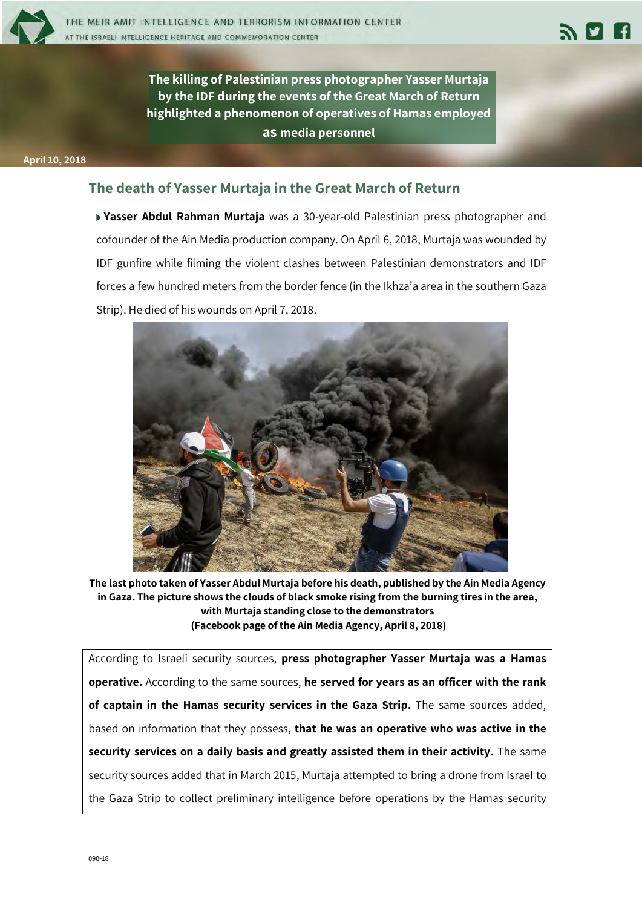# The killing of Palestinian press photographer Yasser Murtaja by the IDF during the events of the Great March of Return highlighted a phenomenon of operatives of Hamas employed as media personnel

April 10, 2018

## The death of Yasser Murtaja in the Great March of Return

- **Yasser Abdul Rahman Murtaja** was a 30-year-old Palestinian press photographer and cofounder of the Ain Media production company. On April 6, 2018, Murtaja was wounded by IDF gunfire while filming the violent clashes between Palestinian demonstrators and IDF forces a few hundred meters from the border fence (in the Ikhza'a area in the southern Gaza Strip). He died of his wounds on April 7, 2018.

**The last photo taken of Yasser Abdul Murtaja before his death, published by the Ain Media Agency in Gaza. The picture shows the clouds of black smoke rising from the burning tires in the area, with Murtaja standing close to the demonstrators (Facebook page of the Ain Media Agency, April 8, 2018)**

According to Israeli security sources, **press photographer Yasser Murtaja was a Hamas operative.** According to the same sources, **he served for years as an officer with the rank of captain in the Hamas security services in the Gaza Strip.** The same sources added, based on information that they possess, **that he was an operative who was active in the security services on a daily basis and greatly assisted them in their activity.** The same security sources added that in March 2015, Murtaja attempted to bring a drone from Israel to the Gaza Strip to collect preliminary intelligence before operations by the Hamas security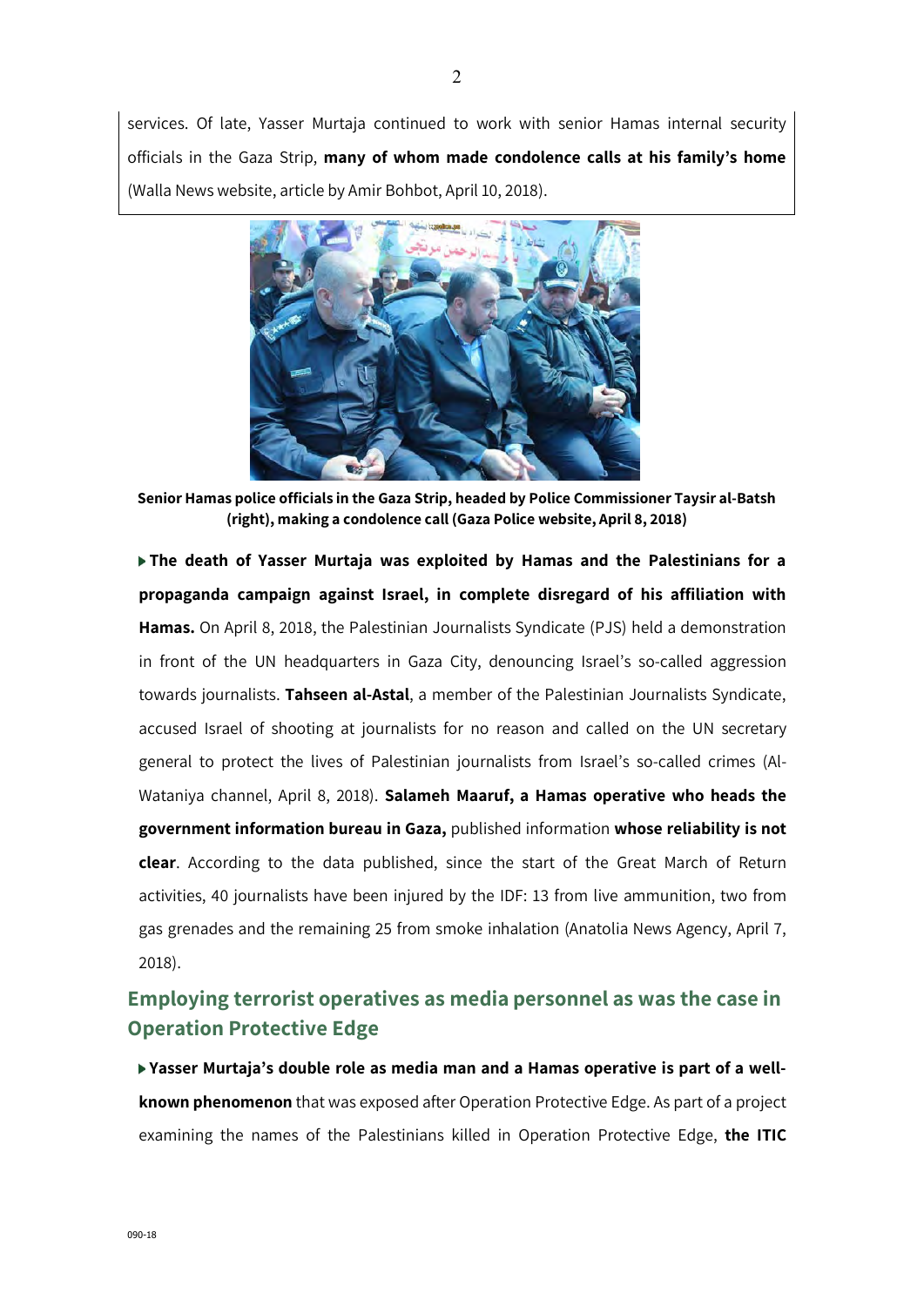services. Of late, Yasser Murtaja continued to work with senior Hamas internal security officials in the Gaza Strip, **many of whom made condolence calls at his family's home** (Walla News website, article by Amir Bohbot, April 10, 2018).

**Senior Hamas police officials in the Gaza Strip, headed by Police Commissioner Taysir al-Batsh (right), making a condolence call (Gaza Police website, April 8, 2018)**

- **The death of Yasser Murtaja was exploited by Hamas and the Palestinians for a propaganda campaign against Israel, in complete disregard of his affiliation with Hamas.** On April 8, 2018, the Palestinian Journalists Syndicate (PJS) held a demonstration in front of the UN headquarters in Gaza City, denouncing Israel's so-called aggression towards journalists. **Tahseen al-Astal**, a member of the Palestinian Journalists Syndicate, accused Israel of shooting at journalists for no reason and called on the UN secretary general to protect the lives of Palestinian journalists from Israel's so-called crimes (Al-Wataniya channel, April 8, 2018). **Salameh Maaruf, a Hamas operative who heads the government information bureau in Gaza,** published information **whose reliability is not clear**. According to the data published, since the start of the Great March of Return activities, 40 journalists have been injured by the IDF: 13 from live ammunition, two from gas grenades and the remaining 25 from smoke inhalation (Anatolia News Agency, April 7, 2018).

## Employing terrorist operatives as media personnel as was the case in Operation Protective Edge

- **Yasser Murtaja's double role as media man and a Hamas operative is part of a well-known phenomenon** that was exposed after Operation Protective Edge. As part of a project examining the names of the Palestinians killed in Operation Protective Edge, **the ITIC**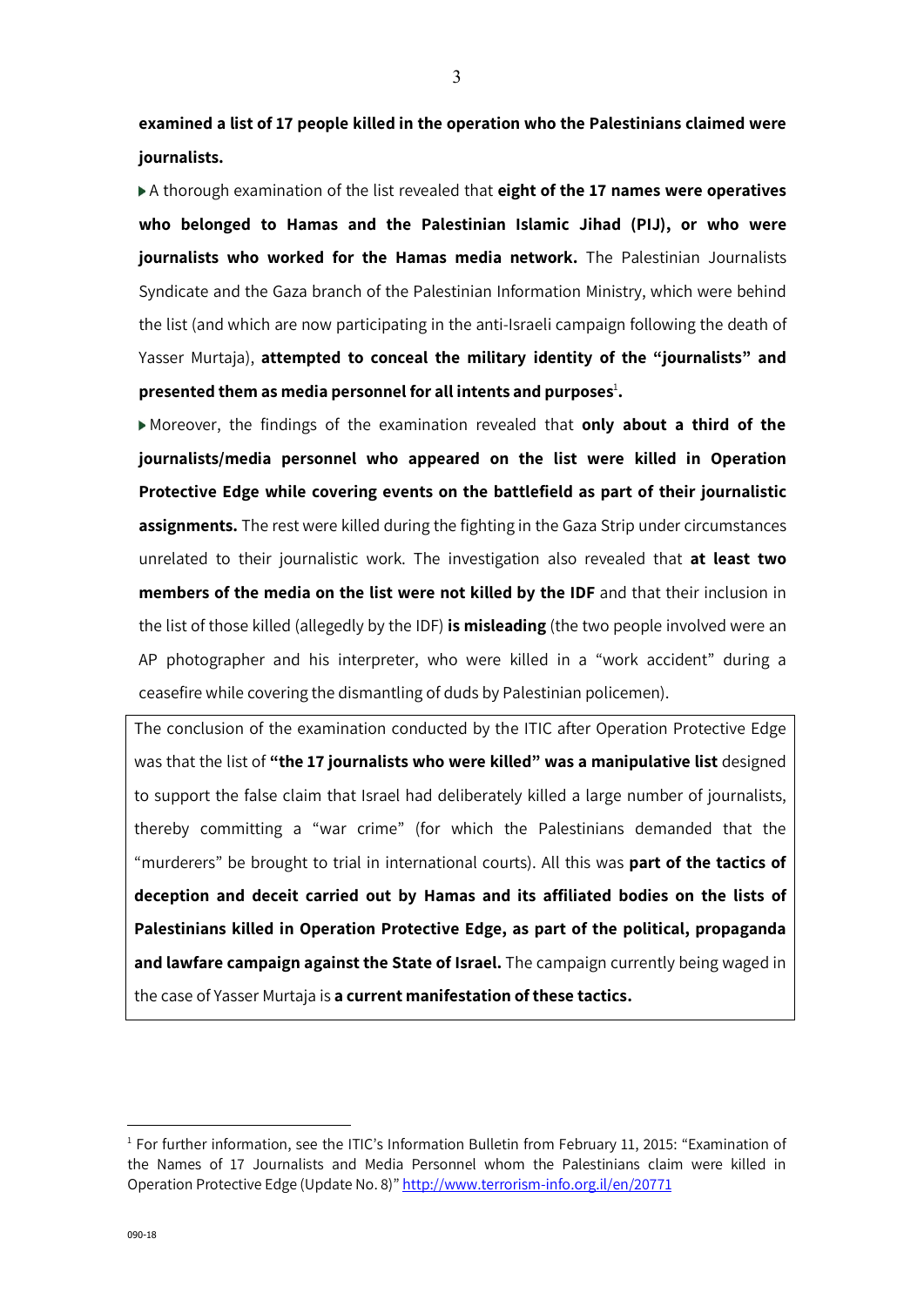**examined a list of 17 people killed in the operation who the Palestinians claimed were journalists.**

- A thorough examination of the list revealed that **eight of the 17 names were operatives who belonged to Hamas and the Palestinian Islamic Jihad (PIJ), or who were journalists who worked for the Hamas media network.** The Palestinian Journalists Syndicate and the Gaza branch of the Palestinian Information Ministry, which were behind the list (and which are now participating in the anti-Israeli campaign following the death of Yasser Murtaja), **attempted to conceal the military identity of the "journalists" and presented them as media personnel for all intents and purposes**[1]**.**

- Moreover, the findings of the examination revealed that **only about a third of the journalists/media personnel who appeared on the list were killed in Operation Protective Edge while covering events on the battlefield as part of their journalistic assignments.** The rest were killed during the fighting in the Gaza Strip under circumstances unrelated to their journalistic work. The investigation also revealed that **at least two members of the media on the list were not killed by the IDF** and that their inclusion in the list of those killed (allegedly by the IDF) **is misleading** (the two people involved were an AP photographer and his interpreter, who were killed in a "work accident" during a ceasefire while covering the dismantling of duds by Palestinian policemen).

> The conclusion of the examination conducted by the ITIC after Operation Protective Edge was that the list of **"the 17 journalists who were killed" was a manipulative list** designed to support the false claim that Israel had deliberately killed a large number of journalists, thereby committing a "war crime" (for which the Palestinians demanded that the "murderers" be brought to trial in international courts). All this was **part of the tactics of deception and deceit carried out by Hamas and its affiliated bodies on the lists of Palestinians killed in Operation Protective Edge, as part of the political, propaganda and lawfare campaign against the State of Israel.** The campaign currently being waged in the case of Yasser Murtaja is **a current manifestation of these tactics.**

---

[1] For further information, see the ITIC's Information Bulletin from February 11, 2015: "Examination of the Names of 17 Journalists and Media Personnel whom the Palestinians claim were killed in Operation Protective Edge (Update No. 8)" http://www.terrorism-info.org.il/en/20771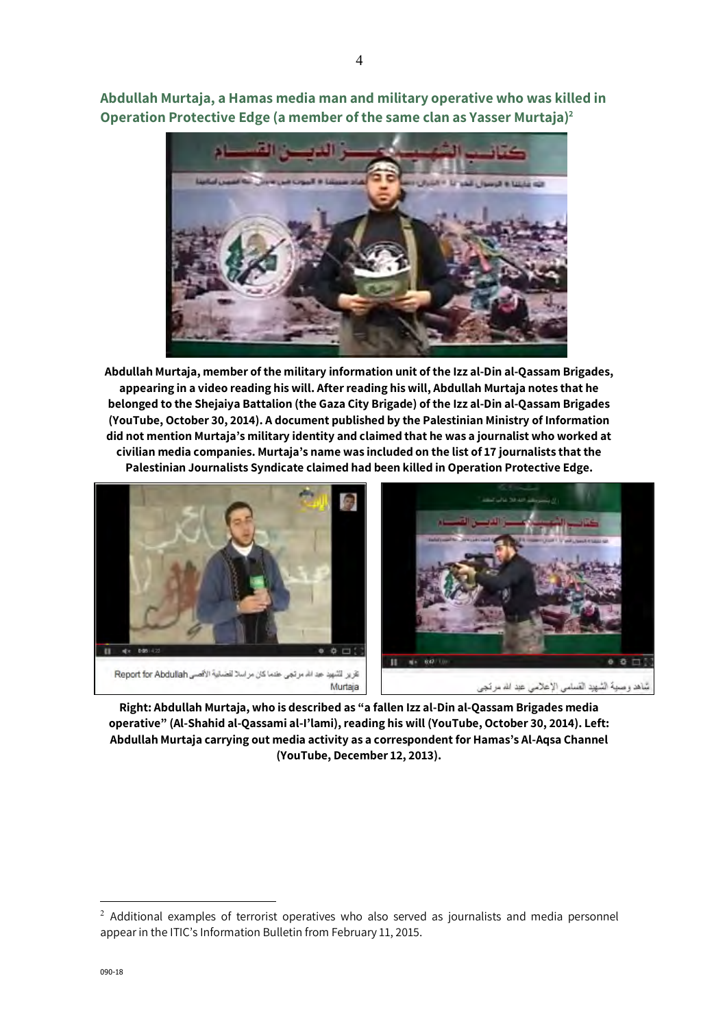**Abdullah Murtaja, a Hamas media man and military operative who was killed in Operation Protective Edge (a member of the same clan as Yasser Murtaja)[2]**

**Abdullah Murtaja, member of the military information unit of the Izz al-Din al-Qassam Brigades, appearing in a video reading his will. After reading his will, Abdullah Murtaja notes that he belonged to the Shejaiya Battalion (the Gaza City Brigade) of the Izz al-Din al-Qassam Brigades (YouTube, October 30, 2014). A document published by the Palestinian Ministry of Information did not mention Murtaja's military identity and claimed that he was a journalist who worked at civilian media companies. Murtaja's name was included on the list of 17 journalists that the Palestinian Journalists Syndicate claimed had been killed in Operation Protective Edge.**

**Right: Abdullah Murtaja, who is described as "a fallen Izz al-Din al-Qassam Brigades media operative" (Al-Shahid al-Qassami al-I'lami), reading his will (YouTube, October 30, 2014). Left: Abdullah Murtaja carrying out media activity as a correspondent for Hamas's Al-Aqsa Channel (YouTube, December 12, 2013).**

---

[2] Additional examples of terrorist operatives who also served as journalists and media personnel appear in the ITIC's Information Bulletin from February 11, 2015.

090-18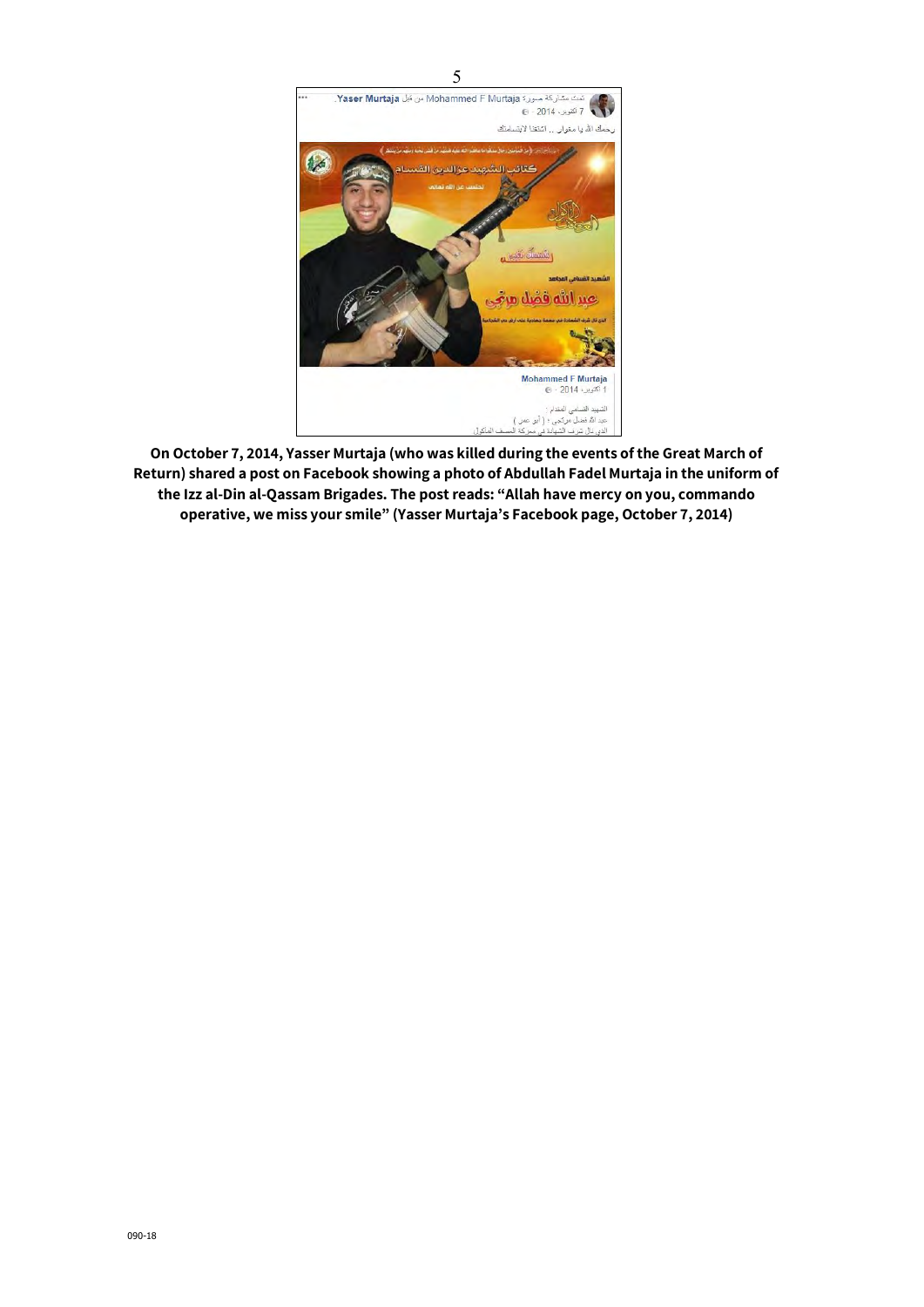On October 7, 2014, Yasser Murtaja (who was killed during the events of the Great March of Return) shared a post on Facebook showing a photo of Abdullah Fadel Murtaja in the uniform of the Izz al-Din al-Qassam Brigades. The post reads: "Allah have mercy on you, commando operative, we miss your smile" (Yasser Murtaja's Facebook page, October 7, 2014)